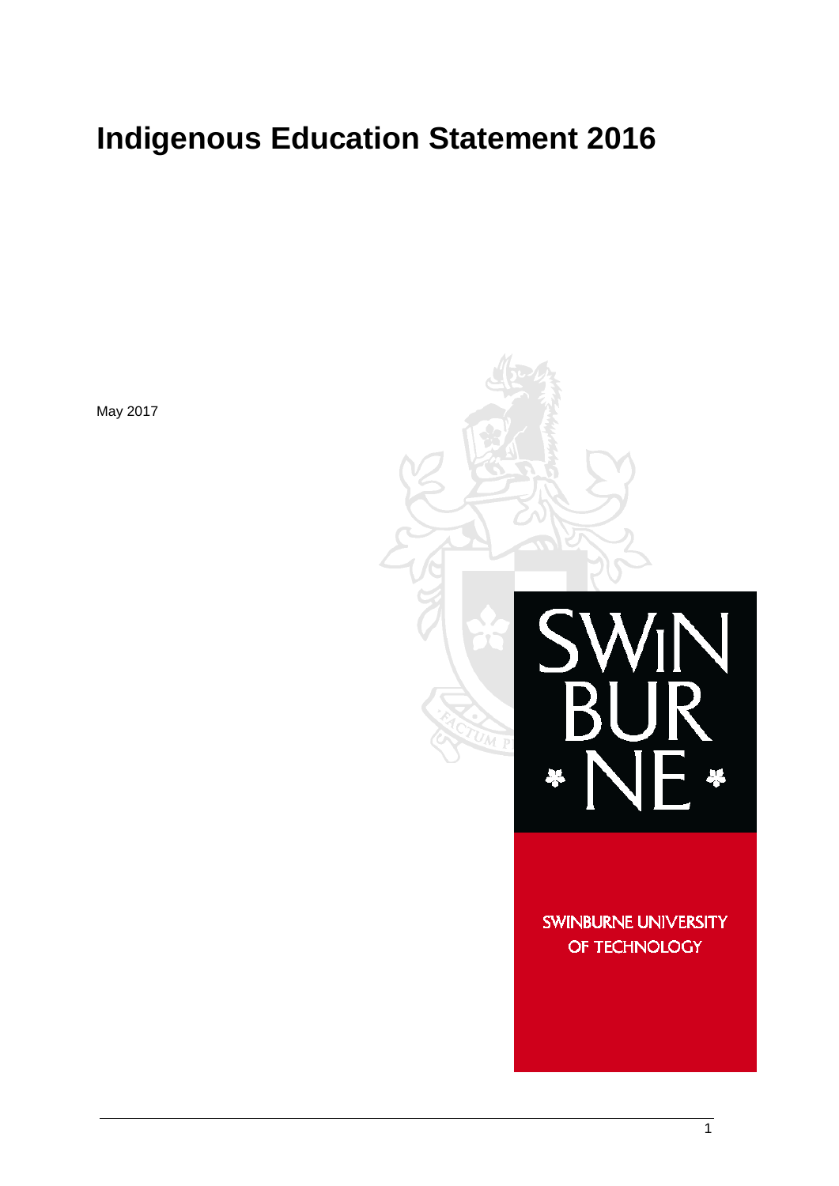# Indigenous Education Statement 2016

May 2017

SWINBURNE UNIVERSITY OF TECHNOLOGY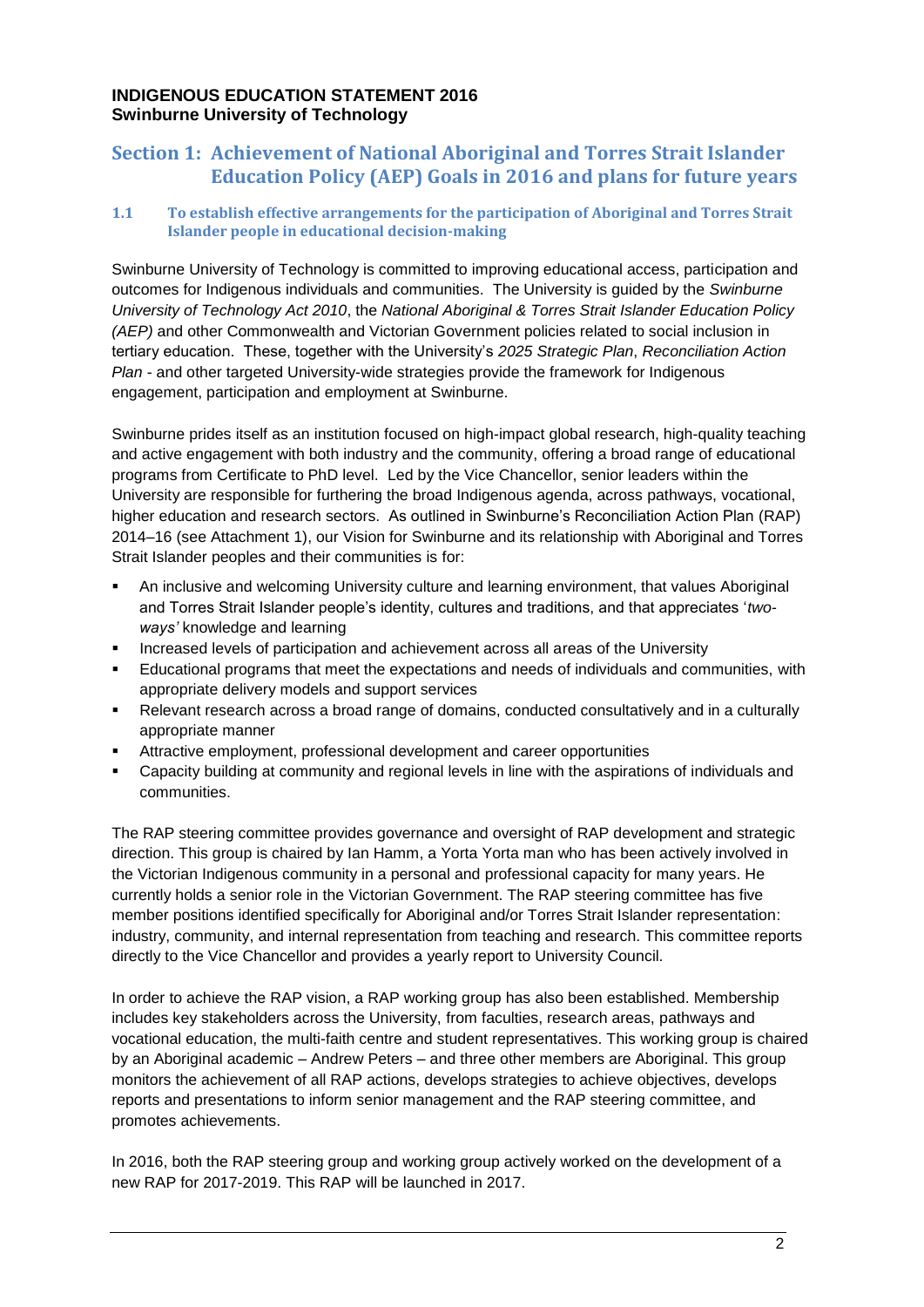**INDIGENOUS EDUCATION STATEMENT 2016**
**Swinburne University of Technology**

## Section 1: Achievement of National Aboriginal and Torres Strait Islander Education Policy (AEP) Goals in 2016 and plans for future years

### 1.1 To establish effective arrangements for the participation of Aboriginal and Torres Strait Islander people in educational decision-making

Swinburne University of Technology is committed to improving educational access, participation and outcomes for Indigenous individuals and communities. The University is guided by the *Swinburne University of Technology Act 2010*, the *National Aboriginal & Torres Strait Islander Education Policy (AEP)* and other Commonwealth and Victorian Government policies related to social inclusion in tertiary education. These, together with the University's *2025 Strategic Plan*, *Reconciliation Action Plan* - and other targeted University-wide strategies provide the framework for Indigenous engagement, participation and employment at Swinburne.

Swinburne prides itself as an institution focused on high-impact global research, high-quality teaching and active engagement with both industry and the community, offering a broad range of educational programs from Certificate to PhD level. Led by the Vice Chancellor, senior leaders within the University are responsible for furthering the broad Indigenous agenda, across pathways, vocational, higher education and research sectors. As outlined in Swinburne's Reconciliation Action Plan (RAP) 2014–16 (see Attachment 1), our Vision for Swinburne and its relationship with Aboriginal and Torres Strait Islander peoples and their communities is for:

- An inclusive and welcoming University culture and learning environment, that values Aboriginal and Torres Strait Islander people's identity, cultures and traditions, and that appreciates '*two-ways'* knowledge and learning
- Increased levels of participation and achievement across all areas of the University
- Educational programs that meet the expectations and needs of individuals and communities, with appropriate delivery models and support services
- Relevant research across a broad range of domains, conducted consultatively and in a culturally appropriate manner
- Attractive employment, professional development and career opportunities
- Capacity building at community and regional levels in line with the aspirations of individuals and communities.

The RAP steering committee provides governance and oversight of RAP development and strategic direction. This group is chaired by Ian Hamm, a Yorta Yorta man who has been actively involved in the Victorian Indigenous community in a personal and professional capacity for many years. He currently holds a senior role in the Victorian Government. The RAP steering committee has five member positions identified specifically for Aboriginal and/or Torres Strait Islander representation: industry, community, and internal representation from teaching and research. This committee reports directly to the Vice Chancellor and provides a yearly report to University Council.

In order to achieve the RAP vision, a RAP working group has also been established. Membership includes key stakeholders across the University, from faculties, research areas, pathways and vocational education, the multi-faith centre and student representatives. This working group is chaired by an Aboriginal academic – Andrew Peters – and three other members are Aboriginal. This group monitors the achievement of all RAP actions, develops strategies to achieve objectives, develops reports and presentations to inform senior management and the RAP steering committee, and promotes achievements.

In 2016, both the RAP steering group and working group actively worked on the development of a new RAP for 2017-2019. This RAP will be launched in 2017.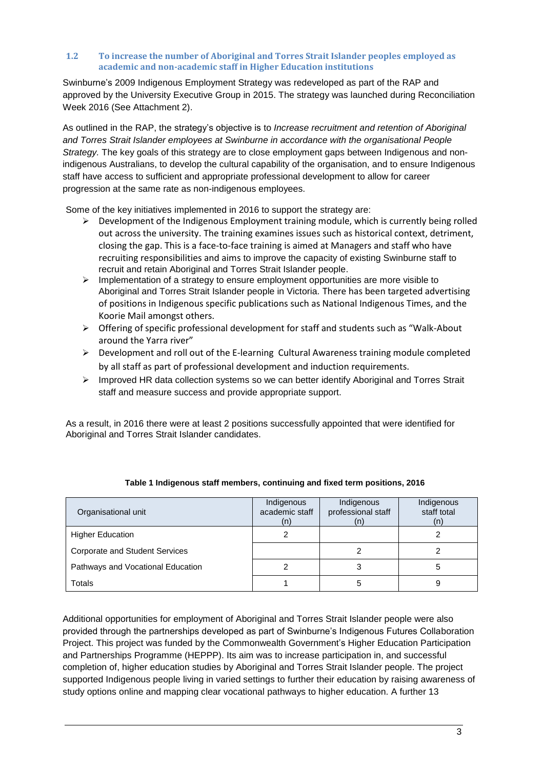### 1.2 To increase the number of Aboriginal and Torres Strait Islander peoples employed as academic and non-academic staff in Higher Education institutions

Swinburne's 2009 Indigenous Employment Strategy was redeveloped as part of the RAP and approved by the University Executive Group in 2015. The strategy was launched during Reconciliation Week 2016 (See Attachment 2).

As outlined in the RAP, the strategy's objective is to *Increase recruitment and retention of Aboriginal and Torres Strait Islander employees at Swinburne in accordance with the organisational People Strategy.* The key goals of this strategy are to close employment gaps between Indigenous and non-indigenous Australians, to develop the cultural capability of the organisation, and to ensure Indigenous staff have access to sufficient and appropriate professional development to allow for career progression at the same rate as non-indigenous employees.

Some of the key initiatives implemented in 2016 to support the strategy are:

- Development of the Indigenous Employment training module, which is currently being rolled out across the university. The training examines issues such as historical context, detriment, closing the gap. This is a face-to-face training is aimed at Managers and staff who have recruiting responsibilities and aims to improve the capacity of existing Swinburne staff to recruit and retain Aboriginal and Torres Strait Islander people.
- Implementation of a strategy to ensure employment opportunities are more visible to Aboriginal and Torres Strait Islander people in Victoria. There has been targeted advertising of positions in Indigenous specific publications such as National Indigenous Times, and the Koorie Mail amongst others.
- Offering of specific professional development for staff and students such as "Walk-About around the Yarra river"
- Development and roll out of the E-learning Cultural Awareness training module completed by all staff as part of professional development and induction requirements.
- Improved HR data collection systems so we can better identify Aboriginal and Torres Strait staff and measure success and provide appropriate support.

As a result, in 2016 there were at least 2 positions successfully appointed that were identified for Aboriginal and Torres Strait Islander candidates.

**Table 1 Indigenous staff members, continuing and fixed term positions, 2016**

| Organisational unit | Indigenous academic staff (n) | Indigenous professional staff (n) | Indigenous staff total (n) |
|---|---|---|---|
| Higher Education | 2 | | 2 |
| Corporate and Student Services | | 2 | 2 |
| Pathways and Vocational Education | 2 | 3 | 5 |
| Totals | 1 | 5 | 9 |

Additional opportunities for employment of Aboriginal and Torres Strait Islander people were also provided through the partnerships developed as part of Swinburne's Indigenous Futures Collaboration Project. This project was funded by the Commonwealth Government's Higher Education Participation and Partnerships Programme (HEPPP). Its aim was to increase participation in, and successful completion of, higher education studies by Aboriginal and Torres Strait Islander people. The project supported Indigenous people living in varied settings to further their education by raising awareness of study options online and mapping clear vocational pathways to higher education. A further 13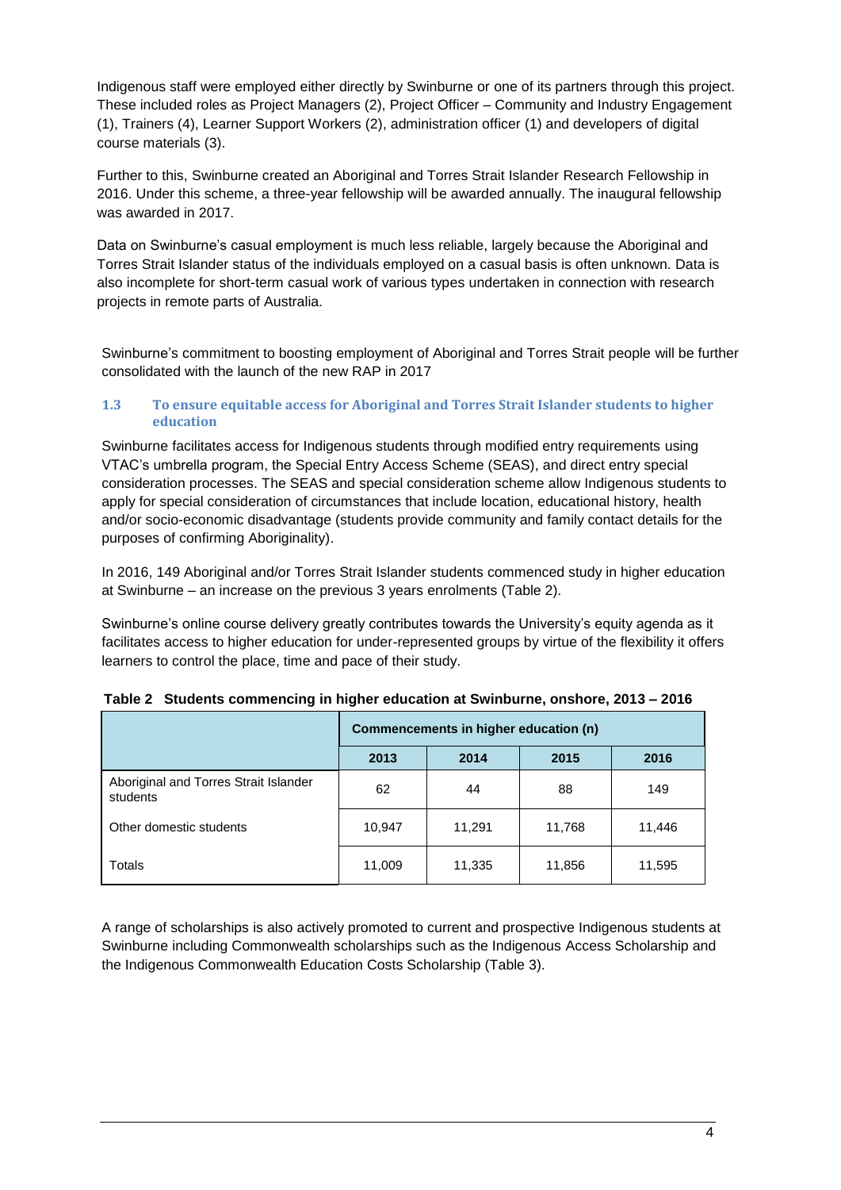Indigenous staff were employed either directly by Swinburne or one of its partners through this project. These included roles as Project Managers (2), Project Officer – Community and Industry Engagement (1), Trainers (4), Learner Support Workers (2), administration officer (1) and developers of digital course materials (3).

Further to this, Swinburne created an Aboriginal and Torres Strait Islander Research Fellowship in 2016. Under this scheme, a three-year fellowship will be awarded annually. The inaugural fellowship was awarded in 2017.

Data on Swinburne's casual employment is much less reliable, largely because the Aboriginal and Torres Strait Islander status of the individuals employed on a casual basis is often unknown. Data is also incomplete for short-term casual work of various types undertaken in connection with research projects in remote parts of Australia.

Swinburne's commitment to boosting employment of Aboriginal and Torres Strait people will be further consolidated with the launch of the new RAP in 2017

### 1.3 To ensure equitable access for Aboriginal and Torres Strait Islander students to higher education

Swinburne facilitates access for Indigenous students through modified entry requirements using VTAC's umbrella program, the Special Entry Access Scheme (SEAS), and direct entry special consideration processes. The SEAS and special consideration scheme allow Indigenous students to apply for special consideration of circumstances that include location, educational history, health and/or socio-economic disadvantage (students provide community and family contact details for the purposes of confirming Aboriginality).

In 2016, 149 Aboriginal and/or Torres Strait Islander students commenced study in higher education at Swinburne – an increase on the previous 3 years enrolments (Table 2).

Swinburne's online course delivery greatly contributes towards the University's equity agenda as it facilitates access to higher education for under-represented groups by virtue of the flexibility it offers learners to control the place, time and pace of their study.

**Table 2 Students commencing in higher education at Swinburne, onshore, 2013 – 2016**

| | Commencements in higher education (n) | | | |
|---|---|---|---|---|
| | 2013 | 2014 | 2015 | 2016 |
| Aboriginal and Torres Strait Islander students | 62 | 44 | 88 | 149 |
| Other domestic students | 10,947 | 11,291 | 11,768 | 11,446 |
| Totals | 11,009 | 11,335 | 11,856 | 11,595 |

A range of scholarships is also actively promoted to current and prospective Indigenous students at Swinburne including Commonwealth scholarships such as the Indigenous Access Scholarship and the Indigenous Commonwealth Education Costs Scholarship (Table 3).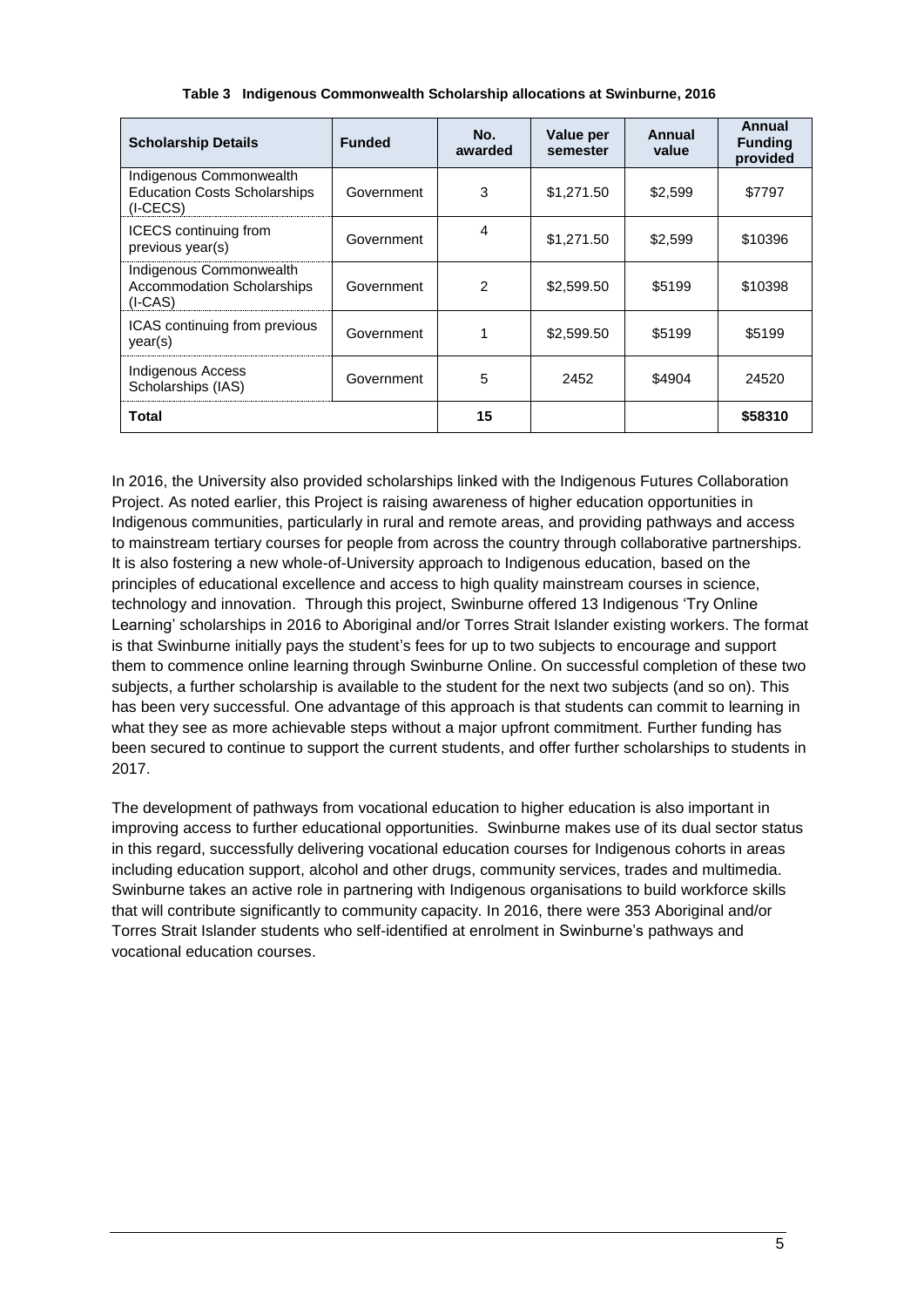**Table 3 Indigenous Commonwealth Scholarship allocations at Swinburne, 2016**

| Scholarship Details | Funded | No. awarded | Value per semester | Annual value | Annual Funding provided |
|---|---|---|---|---|---|
| Indigenous Commonwealth Education Costs Scholarships (I-CECS) | Government | 3 | $1,271.50 | $2,599 | $7797 |
| ICECS continuing from previous year(s) | Government | 4 | $1,271.50 | $2,599 | $10396 |
| Indigenous Commonwealth Accommodation Scholarships (I-CAS) | Government | 2 | $2,599.50 | $5199 | $10398 |
| ICAS continuing from previous year(s) | Government | 1 | $2,599.50 | $5199 | $5199 |
| Indigenous Access Scholarships (IAS) | Government | 5 | 2452 | $4904 | 24520 |
| **Total** | | **15** | | | **$58310** |

In 2016, the University also provided scholarships linked with the Indigenous Futures Collaboration Project. As noted earlier, this Project is raising awareness of higher education opportunities in Indigenous communities, particularly in rural and remote areas, and providing pathways and access to mainstream tertiary courses for people from across the country through collaborative partnerships. It is also fostering a new whole-of-University approach to Indigenous education, based on the principles of educational excellence and access to high quality mainstream courses in science, technology and innovation. Through this project, Swinburne offered 13 Indigenous 'Try Online Learning' scholarships in 2016 to Aboriginal and/or Torres Strait Islander existing workers. The format is that Swinburne initially pays the student's fees for up to two subjects to encourage and support them to commence online learning through Swinburne Online. On successful completion of these two subjects, a further scholarship is available to the student for the next two subjects (and so on). This has been very successful. One advantage of this approach is that students can commit to learning in what they see as more achievable steps without a major upfront commitment. Further funding has been secured to continue to support the current students, and offer further scholarships to students in 2017.

The development of pathways from vocational education to higher education is also important in improving access to further educational opportunities. Swinburne makes use of its dual sector status in this regard, successfully delivering vocational education courses for Indigenous cohorts in areas including education support, alcohol and other drugs, community services, trades and multimedia. Swinburne takes an active role in partnering with Indigenous organisations to build workforce skills that will contribute significantly to community capacity. In 2016, there were 353 Aboriginal and/or Torres Strait Islander students who self-identified at enrolment in Swinburne's pathways and vocational education courses.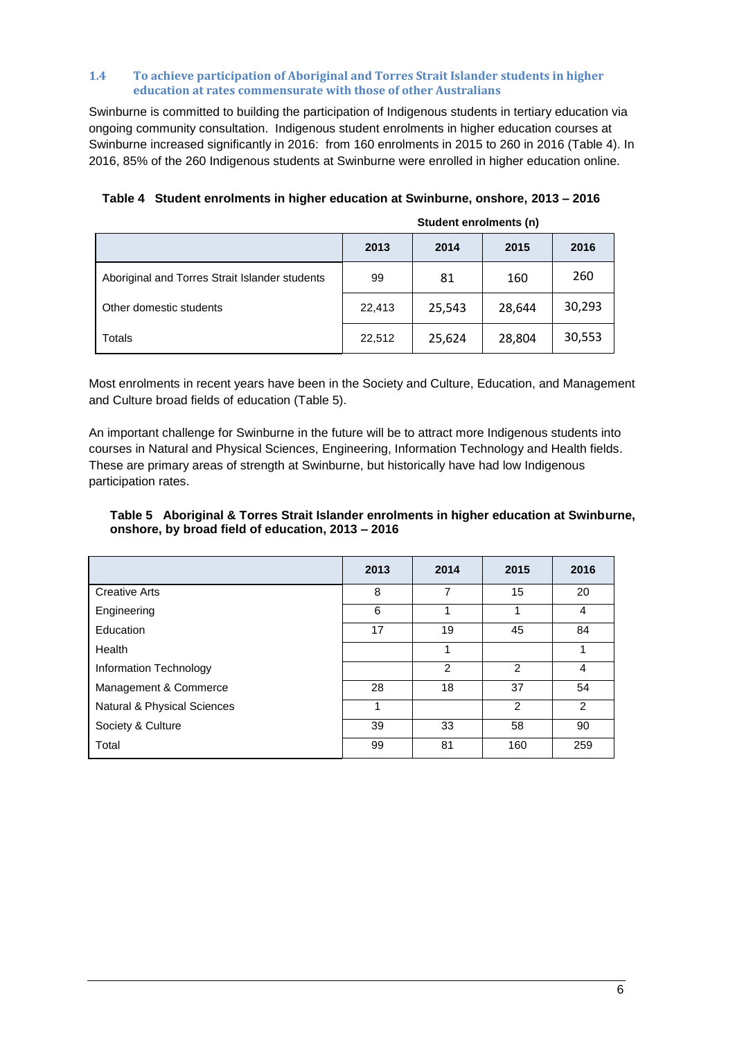### 1.4 To achieve participation of Aboriginal and Torres Strait Islander students in higher education at rates commensurate with those of other Australians

Swinburne is committed to building the participation of Indigenous students in tertiary education via ongoing community consultation. Indigenous student enrolments in higher education courses at Swinburne increased significantly in 2016: from 160 enrolments in 2015 to 260 in 2016 (Table 4). In 2016, 85% of the 260 Indigenous students at Swinburne were enrolled in higher education online.

**Table 4 Student enrolments in higher education at Swinburne, onshore, 2013 – 2016**

| | Student enrolments (n) | | | |
|---|---|---|---|---|
| | 2013 | 2014 | 2015 | 2016 |
| Aboriginal and Torres Strait Islander students | 99 | 81 | 160 | 260 |
| Other domestic students | 22,413 | 25,543 | 28,644 | 30,293 |
| Totals | 22,512 | 25,624 | 28,804 | 30,553 |

Most enrolments in recent years have been in the Society and Culture, Education, and Management and Culture broad fields of education (Table 5).

An important challenge for Swinburne in the future will be to attract more Indigenous students into courses in Natural and Physical Sciences, Engineering, Information Technology and Health fields. These are primary areas of strength at Swinburne, but historically have had low Indigenous participation rates.

**Table 5 Aboriginal & Torres Strait Islander enrolments in higher education at Swinburne, onshore, by broad field of education, 2013 – 2016**

| | 2013 | 2014 | 2015 | 2016 |
|---|---|---|---|---|
| Creative Arts | 8 | 7 | 15 | 20 |
| Engineering | 6 | 1 | 1 | 4 |
| Education | 17 | 19 | 45 | 84 |
| Health | | 1 | | 1 |
| Information Technology | | 2 | 2 | 4 |
| Management & Commerce | 28 | 18 | 37 | 54 |
| Natural & Physical Sciences | 1 | | 2 | 2 |
| Society & Culture | 39 | 33 | 58 | 90 |
| Total | 99 | 81 | 160 | 259 |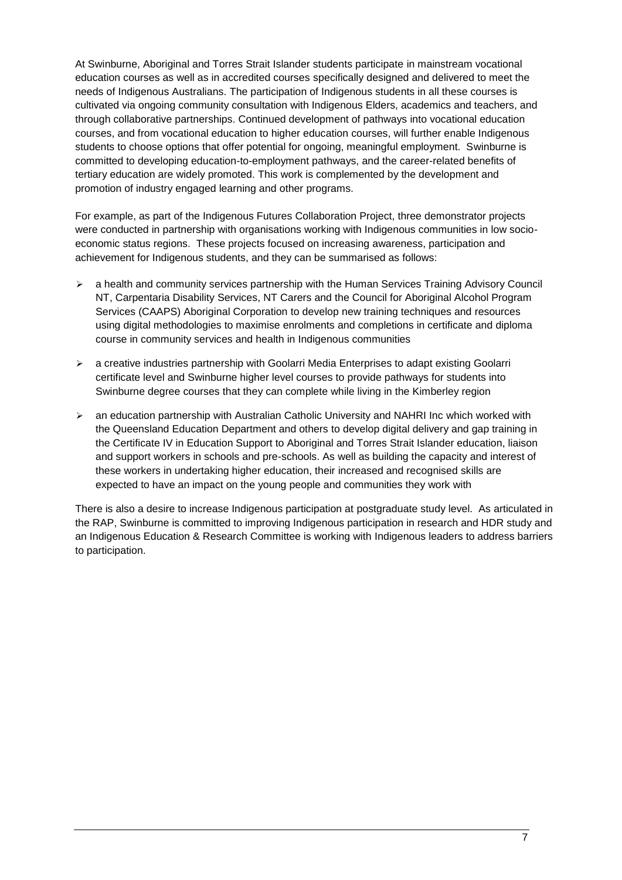At Swinburne, Aboriginal and Torres Strait Islander students participate in mainstream vocational education courses as well as in accredited courses specifically designed and delivered to meet the needs of Indigenous Australians. The participation of Indigenous students in all these courses is cultivated via ongoing community consultation with Indigenous Elders, academics and teachers, and through collaborative partnerships. Continued development of pathways into vocational education courses, and from vocational education to higher education courses, will further enable Indigenous students to choose options that offer potential for ongoing, meaningful employment. Swinburne is committed to developing education-to-employment pathways, and the career-related benefits of tertiary education are widely promoted. This work is complemented by the development and promotion of industry engaged learning and other programs.

For example, as part of the Indigenous Futures Collaboration Project, three demonstrator projects were conducted in partnership with organisations working with Indigenous communities in low socio-economic status regions. These projects focused on increasing awareness, participation and achievement for Indigenous students, and they can be summarised as follows:

- a health and community services partnership with the Human Services Training Advisory Council NT, Carpentaria Disability Services, NT Carers and the Council for Aboriginal Alcohol Program Services (CAAPS) Aboriginal Corporation to develop new training techniques and resources using digital methodologies to maximise enrolments and completions in certificate and diploma course in community services and health in Indigenous communities
- a creative industries partnership with Goolarri Media Enterprises to adapt existing Goolarri certificate level and Swinburne higher level courses to provide pathways for students into Swinburne degree courses that they can complete while living in the Kimberley region
- an education partnership with Australian Catholic University and NAHRI Inc which worked with the Queensland Education Department and others to develop digital delivery and gap training in the Certificate IV in Education Support to Aboriginal and Torres Strait Islander education, liaison and support workers in schools and pre-schools. As well as building the capacity and interest of these workers in undertaking higher education, their increased and recognised skills are expected to have an impact on the young people and communities they work with

There is also a desire to increase Indigenous participation at postgraduate study level. As articulated in the RAP, Swinburne is committed to improving Indigenous participation in research and HDR study and an Indigenous Education & Research Committee is working with Indigenous leaders to address barriers to participation.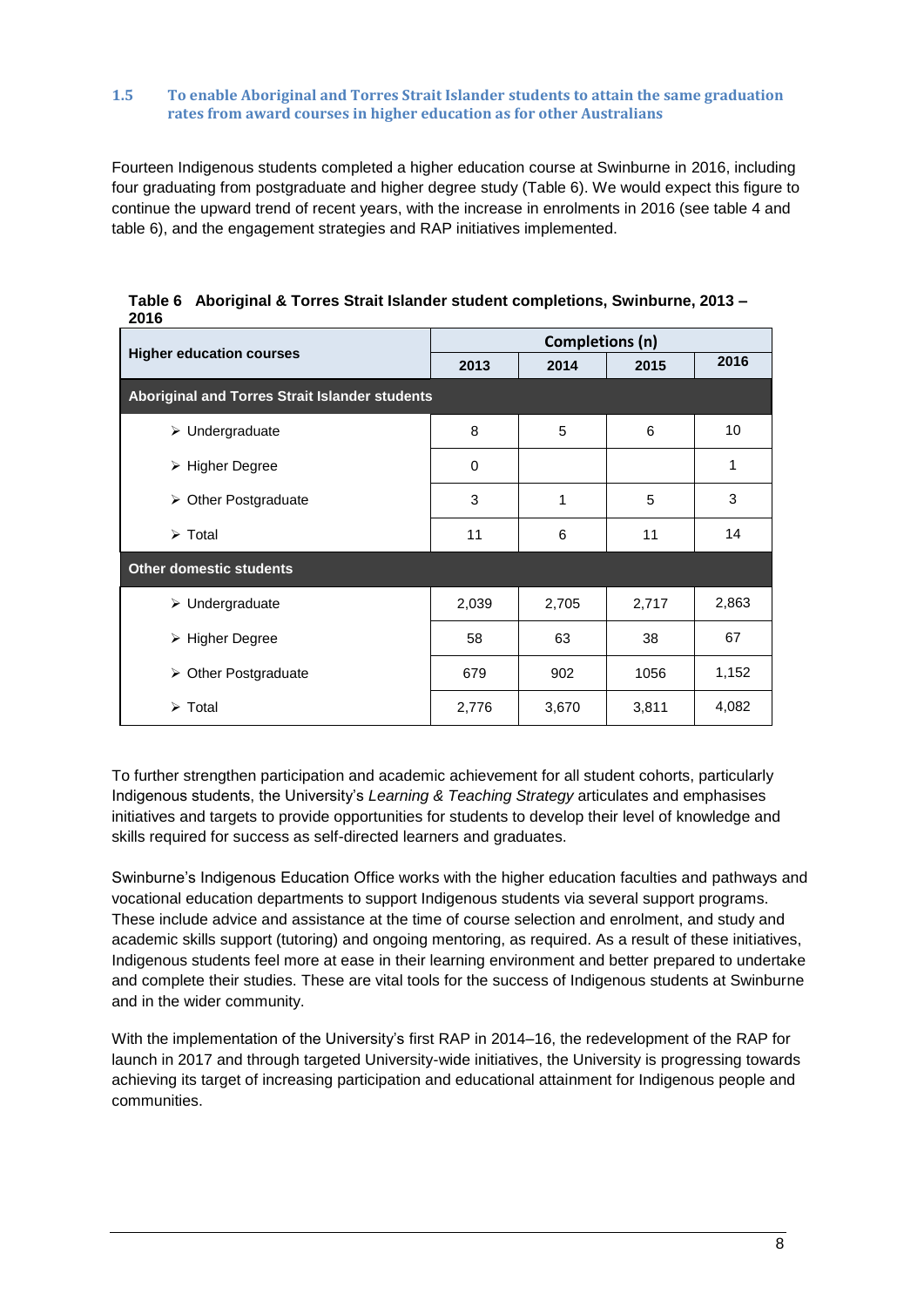### 1.5 To enable Aboriginal and Torres Strait Islander students to attain the same graduation rates from award courses in higher education as for other Australians

Fourteen Indigenous students completed a higher education course at Swinburne in 2016, including four graduating from postgraduate and higher degree study (Table 6). We would expect this figure to continue the upward trend of recent years, with the increase in enrolments in 2016 (see table 4 and table 6), and the engagement strategies and RAP initiatives implemented.

**Table 6 Aboriginal & Torres Strait Islander student completions, Swinburne, 2013 – 2016**

| Higher education courses | Completions (n) | | | |
|---|---|---|---|---|
| | 2013 | 2014 | 2015 | 2016 |
| **Aboriginal and Torres Strait Islander students** | | | | |
| ➢ Undergraduate | 8 | 5 | 6 | 10 |
| ➢ Higher Degree | 0 | | | 1 |
| ➢ Other Postgraduate | 3 | 1 | 5 | 3 |
| ➢ Total | 11 | 6 | 11 | 14 |
| **Other domestic students** | | | | |
| ➢ Undergraduate | 2,039 | 2,705 | 2,717 | 2,863 |
| ➢ Higher Degree | 58 | 63 | 38 | 67 |
| ➢ Other Postgraduate | 679 | 902 | 1056 | 1,152 |
| ➢ Total | 2,776 | 3,670 | 3,811 | 4,082 |

To further strengthen participation and academic achievement for all student cohorts, particularly Indigenous students, the University's *Learning & Teaching Strategy* articulates and emphasises initiatives and targets to provide opportunities for students to develop their level of knowledge and skills required for success as self-directed learners and graduates.

Swinburne's Indigenous Education Office works with the higher education faculties and pathways and vocational education departments to support Indigenous students via several support programs. These include advice and assistance at the time of course selection and enrolment, and study and academic skills support (tutoring) and ongoing mentoring, as required. As a result of these initiatives, Indigenous students feel more at ease in their learning environment and better prepared to undertake and complete their studies. These are vital tools for the success of Indigenous students at Swinburne and in the wider community.

With the implementation of the University's first RAP in 2014–16, the redevelopment of the RAP for launch in 2017 and through targeted University-wide initiatives, the University is progressing towards achieving its target of increasing participation and educational attainment for Indigenous people and communities.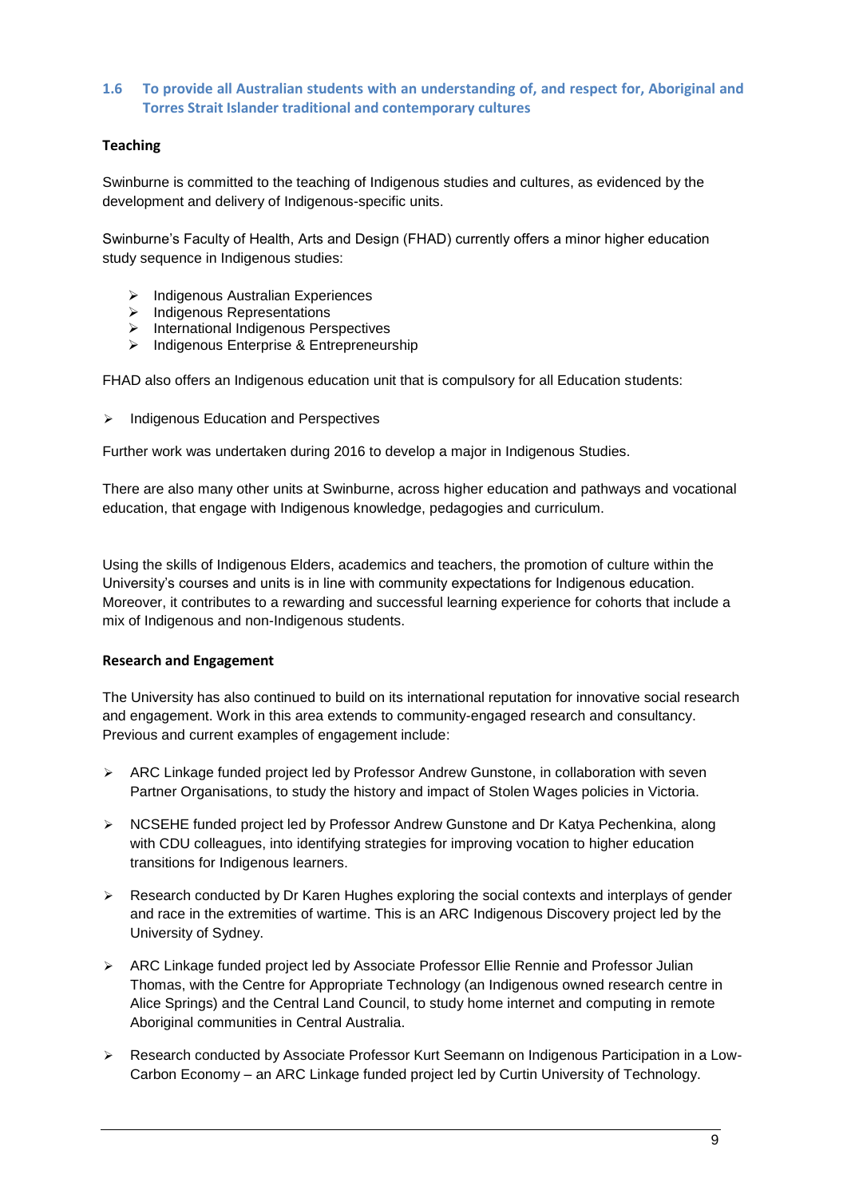### 1.6 To provide all Australian students with an understanding of, and respect for, Aboriginal and Torres Strait Islander traditional and contemporary cultures

**Teaching**

Swinburne is committed to the teaching of Indigenous studies and cultures, as evidenced by the development and delivery of Indigenous-specific units.

Swinburne's Faculty of Health, Arts and Design (FHAD) currently offers a minor higher education study sequence in Indigenous studies:

- Indigenous Australian Experiences
- Indigenous Representations
- International Indigenous Perspectives
- Indigenous Enterprise & Entrepreneurship

FHAD also offers an Indigenous education unit that is compulsory for all Education students:

- Indigenous Education and Perspectives

Further work was undertaken during 2016 to develop a major in Indigenous Studies.

There are also many other units at Swinburne, across higher education and pathways and vocational education, that engage with Indigenous knowledge, pedagogies and curriculum.

Using the skills of Indigenous Elders, academics and teachers, the promotion of culture within the University's courses and units is in line with community expectations for Indigenous education. Moreover, it contributes to a rewarding and successful learning experience for cohorts that include a mix of Indigenous and non-Indigenous students.

**Research and Engagement**

The University has also continued to build on its international reputation for innovative social research and engagement. Work in this area extends to community-engaged research and consultancy. Previous and current examples of engagement include:

- ARC Linkage funded project led by Professor Andrew Gunstone, in collaboration with seven Partner Organisations, to study the history and impact of Stolen Wages policies in Victoria.
- NCSEHE funded project led by Professor Andrew Gunstone and Dr Katya Pechenkina, along with CDU colleagues, into identifying strategies for improving vocation to higher education transitions for Indigenous learners.
- Research conducted by Dr Karen Hughes exploring the social contexts and interplays of gender and race in the extremities of wartime. This is an ARC Indigenous Discovery project led by the University of Sydney.
- ARC Linkage funded project led by Associate Professor Ellie Rennie and Professor Julian Thomas, with the Centre for Appropriate Technology (an Indigenous owned research centre in Alice Springs) and the Central Land Council, to study home internet and computing in remote Aboriginal communities in Central Australia.
- Research conducted by Associate Professor Kurt Seemann on Indigenous Participation in a Low-Carbon Economy – an ARC Linkage funded project led by Curtin University of Technology.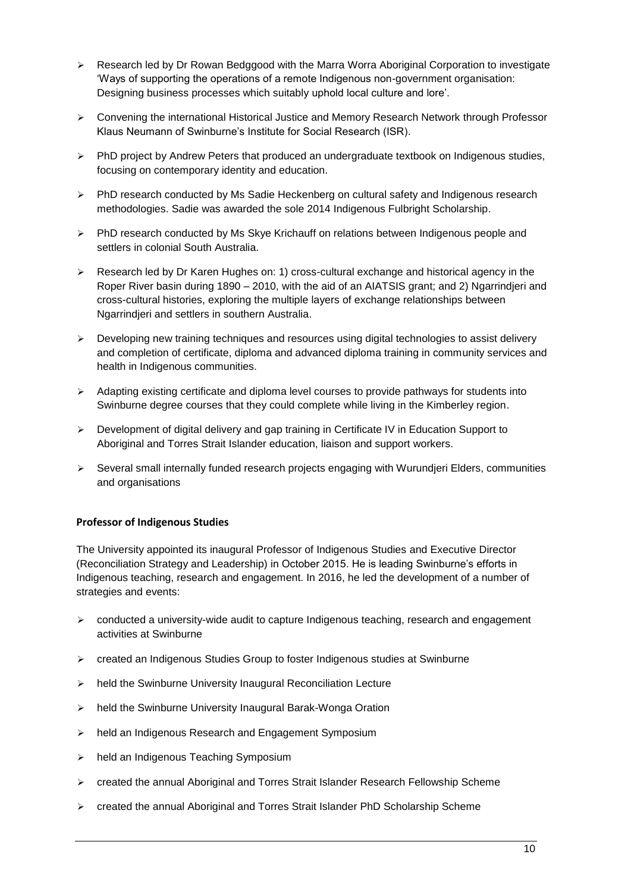- Research led by Dr Rowan Bedggood with the Marra Worra Aboriginal Corporation to investigate 'Ways of supporting the operations of a remote Indigenous non-government organisation: Designing business processes which suitably uphold local culture and lore'.
- Convening the international Historical Justice and Memory Research Network through Professor Klaus Neumann of Swinburne's Institute for Social Research (ISR).
- PhD project by Andrew Peters that produced an undergraduate textbook on Indigenous studies, focusing on contemporary identity and education.
- PhD research conducted by Ms Sadie Heckenberg on cultural safety and Indigenous research methodologies. Sadie was awarded the sole 2014 Indigenous Fulbright Scholarship.
- PhD research conducted by Ms Skye Krichauff on relations between Indigenous people and settlers in colonial South Australia.
- Research led by Dr Karen Hughes on: 1) cross-cultural exchange and historical agency in the Roper River basin during 1890 – 2010, with the aid of an AIATSIS grant; and 2) Ngarrindjeri and cross-cultural histories, exploring the multiple layers of exchange relationships between Ngarrindjeri and settlers in southern Australia.
- Developing new training techniques and resources using digital technologies to assist delivery and completion of certificate, diploma and advanced diploma training in community services and health in Indigenous communities.
- Adapting existing certificate and diploma level courses to provide pathways for students into Swinburne degree courses that they could complete while living in the Kimberley region.
- Development of digital delivery and gap training in Certificate IV in Education Support to Aboriginal and Torres Strait Islander education, liaison and support workers.
- Several small internally funded research projects engaging with Wurundjeri Elders, communities and organisations

**Professor of Indigenous Studies**

The University appointed its inaugural Professor of Indigenous Studies and Executive Director (Reconciliation Strategy and Leadership) in October 2015. He is leading Swinburne's efforts in Indigenous teaching, research and engagement. In 2016, he led the development of a number of strategies and events:

- conducted a university-wide audit to capture Indigenous teaching, research and engagement activities at Swinburne
- created an Indigenous Studies Group to foster Indigenous studies at Swinburne
- held the Swinburne University Inaugural Reconciliation Lecture
- held the Swinburne University Inaugural Barak-Wonga Oration
- held an Indigenous Research and Engagement Symposium
- held an Indigenous Teaching Symposium
- created the annual Aboriginal and Torres Strait Islander Research Fellowship Scheme
- created the annual Aboriginal and Torres Strait Islander PhD Scholarship Scheme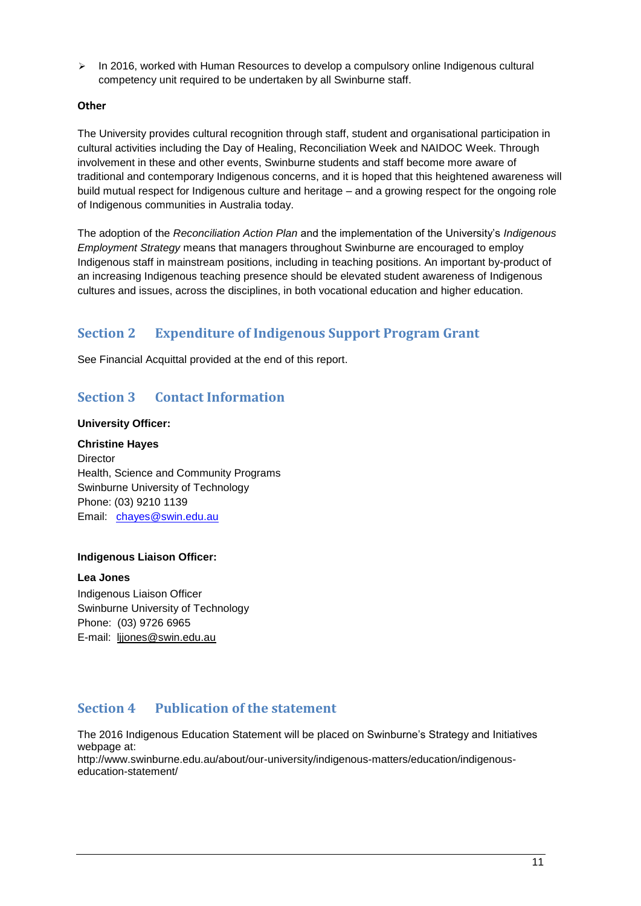- In 2016, worked with Human Resources to develop a compulsory online Indigenous cultural competency unit required to be undertaken by all Swinburne staff.

**Other**

The University provides cultural recognition through staff, student and organisational participation in cultural activities including the Day of Healing, Reconciliation Week and NAIDOC Week. Through involvement in these and other events, Swinburne students and staff become more aware of traditional and contemporary Indigenous concerns, and it is hoped that this heightened awareness will build mutual respect for Indigenous culture and heritage – and a growing respect for the ongoing role of Indigenous communities in Australia today.

The adoption of the *Reconciliation Action Plan* and the implementation of the University's *Indigenous Employment Strategy* means that managers throughout Swinburne are encouraged to employ Indigenous staff in mainstream positions, including in teaching positions. An important by-product of an increasing Indigenous teaching presence should be elevated student awareness of Indigenous cultures and issues, across the disciplines, in both vocational education and higher education.

## Section 2 Expenditure of Indigenous Support Program Grant

See Financial Acquittal provided at the end of this report.

## Section 3 Contact Information

**University Officer:**

**Christine Hayes**
Director
Health, Science and Community Programs
Swinburne University of Technology
Phone: (03) 9210 1139
Email: chayes@swin.edu.au

**Indigenous Liaison Officer:**

**Lea Jones**
Indigenous Liaison Officer
Swinburne University of Technology
Phone: (03) 9726 6965
E-mail: ljjones@swin.edu.au

## Section 4 Publication of the statement

The 2016 Indigenous Education Statement will be placed on Swinburne's Strategy and Initiatives webpage at:
http://www.swinburne.edu.au/about/our-university/indigenous-matters/education/indigenous-education-statement/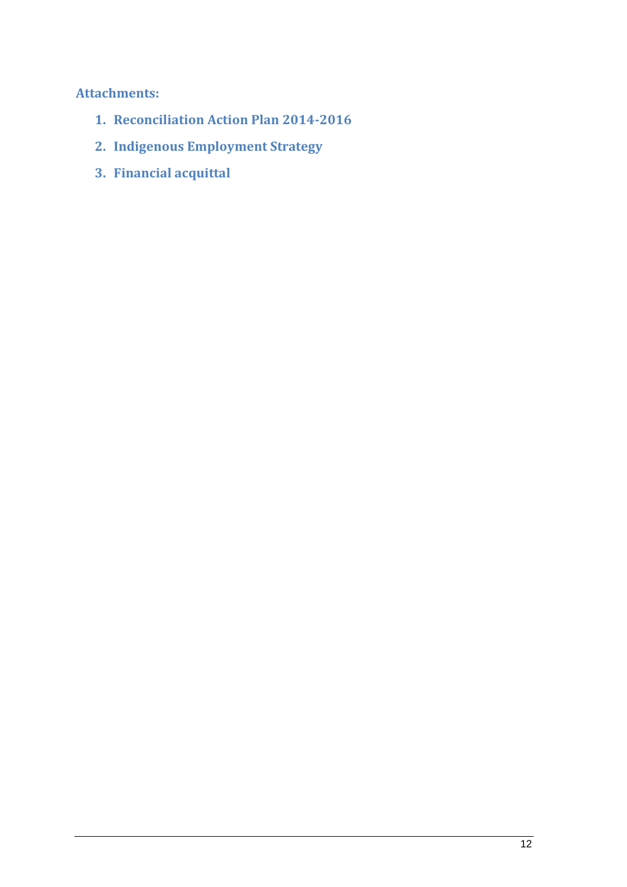**Attachments:**

1. **Reconciliation Action Plan 2014-2016**
2. **Indigenous Employment Strategy**
3. **Financial acquittal**